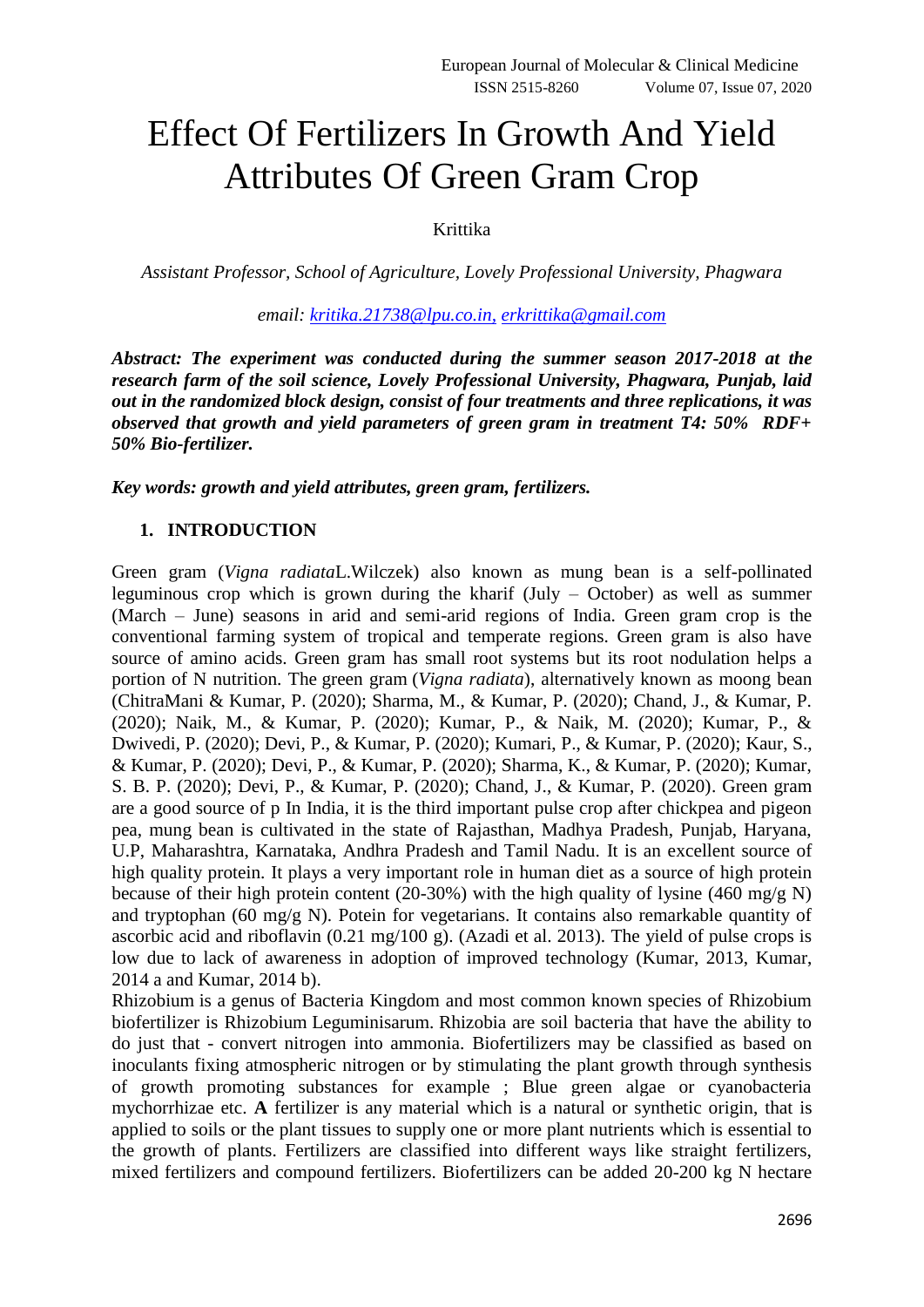// Effect Of Fertilizers In Growth And Yield Attributes Of Green Gram Crop

Krittika

*Assistant Professor, School of Agriculture, Lovely Professional University, Phagwara*

*email: [kritika.21738@lpu.co.in,](mailto:kritika.21738@lpu.co.in) [erkrittika@gmail.com](mailto:erkrittika@gmail.com)*

***Abstract: The experiment was conducted during the summer season 2017-2018 at the research farm of the soil science, Lovely Professional University, Phagwara, Punjab, laid out in the randomized block design, consist of four treatments and three replications, it was observed that growth and yield parameters of green gram in treatment T4: 50% RDF+ 50% Bio-fertilizer.***

***Key words: growth and yield attributes, green gram, fertilizers.***

## 1. INTRODUCTION

Green gram (*Vigna radiata*L.Wilczek) also known as mung bean is a self-pollinated leguminous crop which is grown during the kharif (July – October) as well as summer (March – June) seasons in arid and semi-arid regions of India. Green gram crop is the conventional farming system of tropical and temperate regions. Green gram is also have source of amino acids. Green gram has small root systems but its root nodulation helps a portion of N nutrition. The green gram (*Vigna radiata*), alternatively known as moong bean (ChitraMani & Kumar, P. (2020); Sharma, M., & Kumar, P. (2020); Chand, J., & Kumar, P. (2020); Naik, M., & Kumar, P. (2020); Kumar, P., & Naik, M. (2020); Kumar, P., & Dwivedi, P. (2020); Devi, P., & Kumar, P. (2020); Kumari, P., & Kumar, P. (2020); Kaur, S., & Kumar, P. (2020); Devi, P., & Kumar, P. (2020); Sharma, K., & Kumar, P. (2020); Kumar, S. B. P. (2020); Devi, P., & Kumar, P. (2020); Chand, J., & Kumar, P. (2020). Green gram are a good source of p In India, it is the third important pulse crop after chickpea and pigeon pea, mung bean is cultivated in the state of Rajasthan, Madhya Pradesh, Punjab, Haryana, U.P, Maharashtra, Karnataka, Andhra Pradesh and Tamil Nadu. It is an excellent source of high quality protein. It plays a very important role in human diet as a source of high protein because of their high protein content (20-30%) with the high quality of lysine (460 mg/g N) and tryptophan (60 mg/g N). Potein for vegetarians. It contains also remarkable quantity of ascorbic acid and riboflavin (0.21 mg/100 g). (Azadi et al. 2013). The yield of pulse crops is low due to lack of awareness in adoption of improved technology (Kumar, 2013, Kumar, 2014 a and Kumar, 2014 b).

Rhizobium is a genus of Bacteria Kingdom and most common known species of Rhizobium biofertilizer is Rhizobium Leguminisarum. Rhizobia are soil bacteria that have the ability to do just that - convert nitrogen into ammonia. Biofertilizers may be classified as based on inoculants fixing atmospheric nitrogen or by stimulating the plant growth through synthesis of growth promoting substances for example ; Blue green algae or cyanobacteria mychorrhizae etc. **A** fertilizer is any material which is a natural or synthetic origin, that is applied to soils or the plant tissues to supply one or more plant nutrients which is essential to the growth of plants. Fertilizers are classified into different ways like straight fertilizers, mixed fertilizers and compound fertilizers. Biofertilizers can be added 20-200 kg N hectare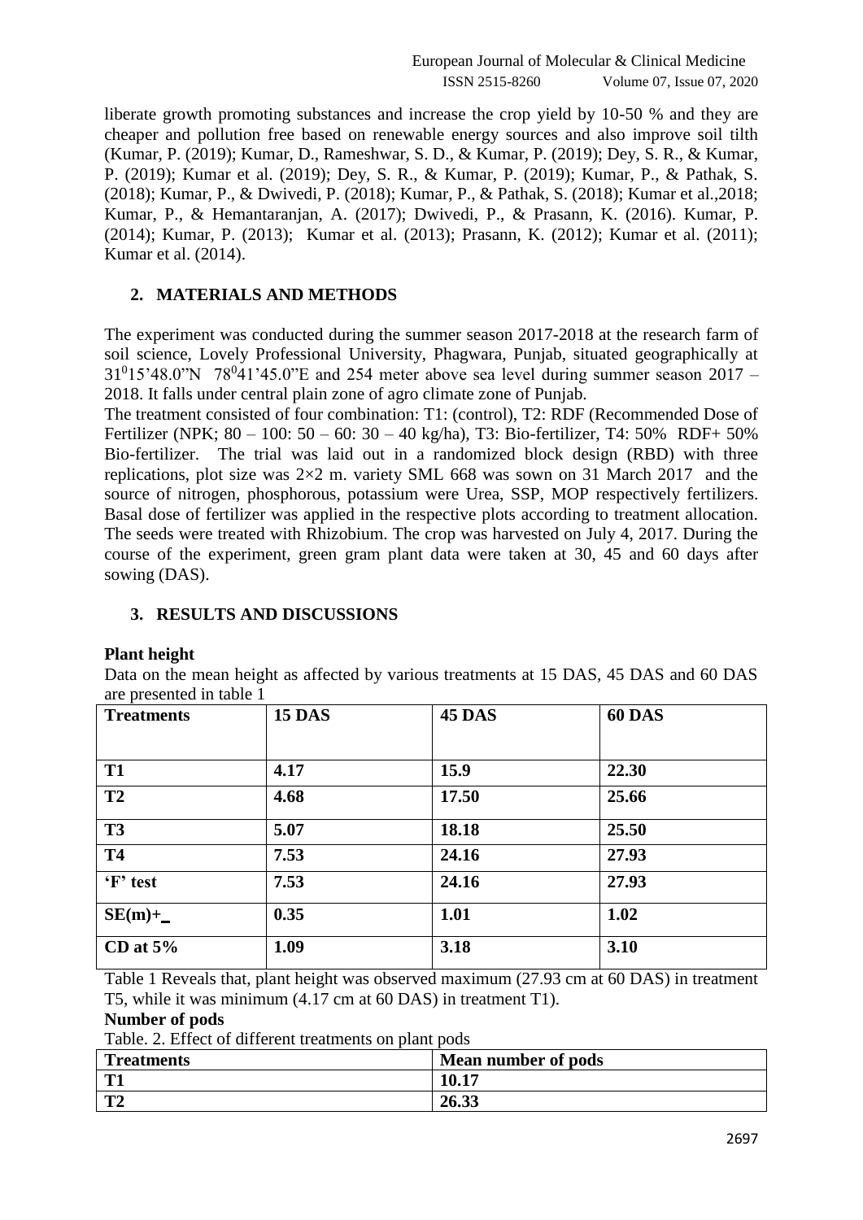liberate growth promoting substances and increase the crop yield by 10-50 % and they are cheaper and pollution free based on renewable energy sources and also improve soil tilth (Kumar, P. (2019); Kumar, D., Rameshwar, S. D., & Kumar, P. (2019); Dey, S. R., & Kumar, P. (2019); Kumar et al. (2019); Dey, S. R., & Kumar, P. (2019); Kumar, P., & Pathak, S. (2018); Kumar, P., & Dwivedi, P. (2018); Kumar, P., & Pathak, S. (2018); Kumar et al.,2018; Kumar, P., & Hemantaranjan, A. (2017); Dwivedi, P., & Prasann, K. (2016). Kumar, P. (2014); Kumar, P. (2013); Kumar et al. (2013); Prasann, K. (2012); Kumar et al. (2011); Kumar et al. (2014).

## 2. MATERIALS AND METHODS

The experiment was conducted during the summer season 2017-2018 at the research farm of soil science, Lovely Professional University, Phagwara, Punjab, situated geographically at $31^{0}15'48.0"N$ $78^{0}41'45.0"E$ and 254 meter above sea level during summer season 2017 – 2018. It falls under central plain zone of agro climate zone of Punjab.

The treatment consisted of four combination: T1: (control), T2: RDF (Recommended Dose of Fertilizer (NPK; 80 – 100: 50 – 60: 30 – 40 kg/ha), T3: Bio-fertilizer, T4: 50% RDF+ 50% Bio-fertilizer. The trial was laid out in a randomized block design (RBD) with three replications, plot size was 2×2 m. variety SML 668 was sown on 31 March 2017 and the source of nitrogen, phosphorous, potassium were Urea, SSP, MOP respectively fertilizers. Basal dose of fertilizer was applied in the respective plots according to treatment allocation. The seeds were treated with Rhizobium. The crop was harvested on July 4, 2017. During the course of the experiment, green gram plant data were taken at 30, 45 and 60 days after sowing (DAS).

## 3. RESULTS AND DISCUSSIONS

**Plant height**

Data on the mean height as affected by various treatments at 15 DAS, 45 DAS and 60 DAS are presented in table 1

| Treatments | 15 DAS | 45 DAS | 60 DAS |
|---|---|---|---|
| T1 | 4.17 | 15.9 | 22.30 |
| T2 | 4.68 | 17.50 | 25.66 |
| T3 | 5.07 | 18.18 | 25.50 |
| T4 | 7.53 | 24.16 | 27.93 |
| 'F' test | 7.53 | 24.16 | 27.93 |
| SE(m)+_ | 0.35 | 1.01 | 1.02 |
| CD at 5% | 1.09 | 3.18 | 3.10 |

Table 1 Reveals that, plant height was observed maximum (27.93 cm at 60 DAS) in treatment T5, while it was minimum (4.17 cm at 60 DAS) in treatment T1).

**Number of pods**

Table. 2. Effect of different treatments on plant pods

| Treatments | Mean number of pods |
|---|---|
| T1 | 10.17 |
| T2 | 26.33 |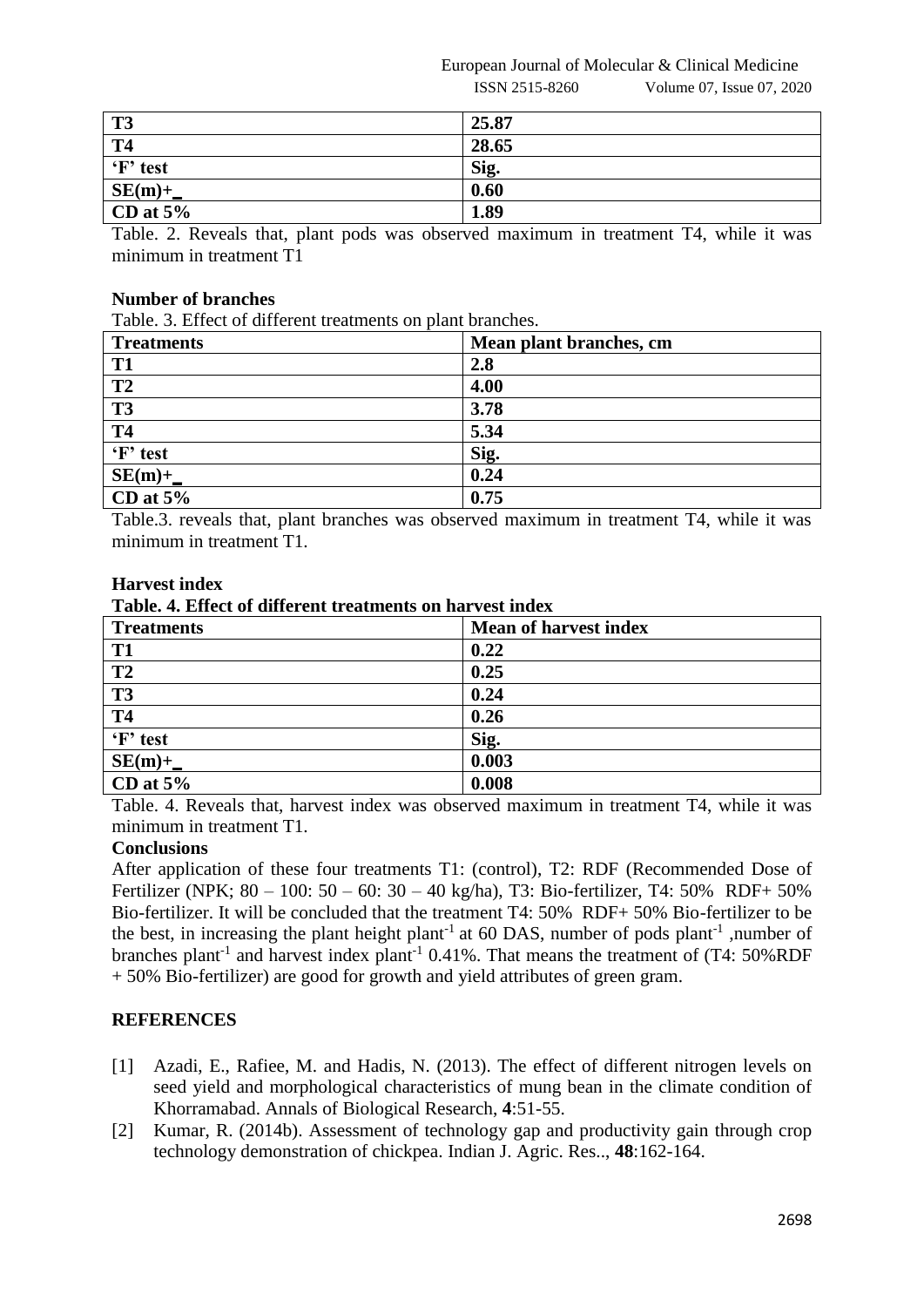| T3 | 25.87 |
|---|---|
| T4 | 28.65 |
| 'F' test | Sig. |
| SE(m)+_ | 0.60 |
| CD at 5% | 1.89 |

Table. 2. Reveals that, plant pods was observed maximum in treatment T4, while it was minimum in treatment T1

**Number of branches**

Table. 3. Effect of different treatments on plant branches.

| Treatments | Mean plant branches, cm |
|---|---|
| T1 | 2.8 |
| T2 | 4.00 |
| T3 | 3.78 |
| T4 | 5.34 |
| 'F' test | Sig. |
| SE(m)+_ | 0.24 |
| CD at 5% | 0.75 |

Table.3. reveals that, plant branches was observed maximum in treatment T4, while it was minimum in treatment T1.

**Harvest index**

**Table. 4. Effect of different treatments on harvest index**

| Treatments | Mean of harvest index |
|---|---|
| T1 | 0.22 |
| T2 | 0.25 |
| T3 | 0.24 |
| T4 | 0.26 |
| 'F' test | Sig. |
| SE(m)+_ | 0.003 |
| CD at 5% | 0.008 |

Table. 4. Reveals that, harvest index was observed maximum in treatment T4, while it was minimum in treatment T1.

**Conclusions**

After application of these four treatments T1: (control), T2: RDF (Recommended Dose of Fertilizer (NPK; 80 – 100: 50 – 60: 30 – 40 kg/ha), T3: Bio-fertilizer, T4: 50% RDF+ 50% Bio-fertilizer. It will be concluded that the treatment T4: 50% RDF+ 50% Bio-fertilizer to be the best, in increasing the plant height plant$^{-1}$ at 60 DAS, number of pods plant$^{-1}$ ,number of branches plant$^{-1}$ and harvest index plant$^{-1}$ 0.41%. That means the treatment of (T4: 50%RDF + 50% Bio-fertilizer) are good for growth and yield attributes of green gram.

## REFERENCES

[1] Azadi, E., Rafiee, M. and Hadis, N. (2013). The effect of different nitrogen levels on seed yield and morphological characteristics of mung bean in the climate condition of Khorramabad. Annals of Biological Research, **4**:51-55.

[2] Kumar, R. (2014b). Assessment of technology gap and productivity gain through crop technology demonstration of chickpea. Indian J. Agric. Res.., **48**:162-164.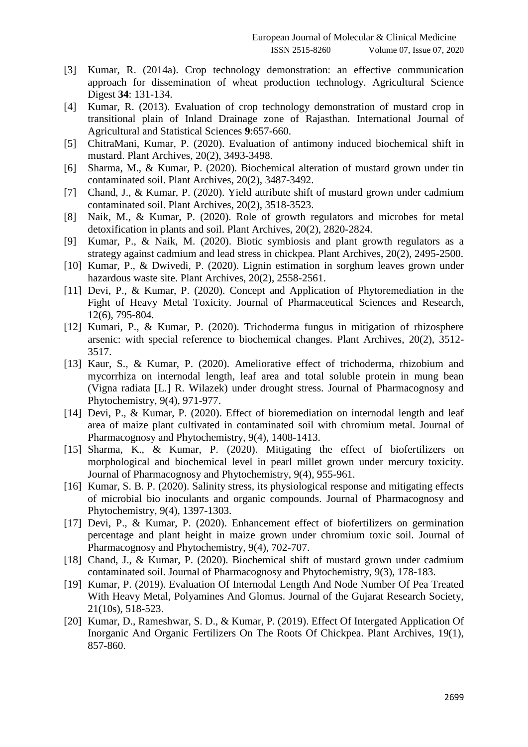- [3] Kumar, R. (2014a). Crop technology demonstration: an effective communication approach for dissemination of wheat production technology. Agricultural Science Digest **34**: 131-134.
- [4] Kumar, R. (2013). Evaluation of crop technology demonstration of mustard crop in transitional plain of Inland Drainage zone of Rajasthan. International Journal of Agricultural and Statistical Sciences **9**:657-660.
- [5] ChitraMani, Kumar, P. (2020). Evaluation of antimony induced biochemical shift in mustard. Plant Archives, 20(2), 3493-3498.
- [6] Sharma, M., & Kumar, P. (2020). Biochemical alteration of mustard grown under tin contaminated soil. Plant Archives, 20(2), 3487-3492.
- [7] Chand, J., & Kumar, P. (2020). Yield attribute shift of mustard grown under cadmium contaminated soil. Plant Archives, 20(2), 3518-3523.
- [8] Naik, M., & Kumar, P. (2020). Role of growth regulators and microbes for metal detoxification in plants and soil. Plant Archives, 20(2), 2820-2824.
- [9] Kumar, P., & Naik, M. (2020). Biotic symbiosis and plant growth regulators as a strategy against cadmium and lead stress in chickpea. Plant Archives, 20(2), 2495-2500.
- [10] Kumar, P., & Dwivedi, P. (2020). Lignin estimation in sorghum leaves grown under hazardous waste site. Plant Archives, 20(2), 2558-2561.
- [11] Devi, P., & Kumar, P. (2020). Concept and Application of Phytoremediation in the Fight of Heavy Metal Toxicity. Journal of Pharmaceutical Sciences and Research, 12(6), 795-804.
- [12] Kumari, P., & Kumar, P. (2020). Trichoderma fungus in mitigation of rhizosphere arsenic: with special reference to biochemical changes. Plant Archives, 20(2), 3512-3517.
- [13] Kaur, S., & Kumar, P. (2020). Ameliorative effect of trichoderma, rhizobium and mycorrhiza on internodal length, leaf area and total soluble protein in mung bean (Vigna radiata [L.] R. Wilazek) under drought stress. Journal of Pharmacognosy and Phytochemistry, 9(4), 971-977.
- [14] Devi, P., & Kumar, P. (2020). Effect of bioremediation on internodal length and leaf area of maize plant cultivated in contaminated soil with chromium metal. Journal of Pharmacognosy and Phytochemistry, 9(4), 1408-1413.
- [15] Sharma, K., & Kumar, P. (2020). Mitigating the effect of biofertilizers on morphological and biochemical level in pearl millet grown under mercury toxicity. Journal of Pharmacognosy and Phytochemistry, 9(4), 955-961.
- [16] Kumar, S. B. P. (2020). Salinity stress, its physiological response and mitigating effects of microbial bio inoculants and organic compounds. Journal of Pharmacognosy and Phytochemistry, 9(4), 1397-1303.
- [17] Devi, P., & Kumar, P. (2020). Enhancement effect of biofertilizers on germination percentage and plant height in maize grown under chromium toxic soil. Journal of Pharmacognosy and Phytochemistry, 9(4), 702-707.
- [18] Chand, J., & Kumar, P. (2020). Biochemical shift of mustard grown under cadmium contaminated soil. Journal of Pharmacognosy and Phytochemistry, 9(3), 178-183.
- [19] Kumar, P. (2019). Evaluation Of Internodal Length And Node Number Of Pea Treated With Heavy Metal, Polyamines And Glomus. Journal of the Gujarat Research Society, 21(10s), 518-523.
- [20] Kumar, D., Rameshwar, S. D., & Kumar, P. (2019). Effect Of Intergated Application Of Inorganic And Organic Fertilizers On The Roots Of Chickpea. Plant Archives, 19(1), 857-860.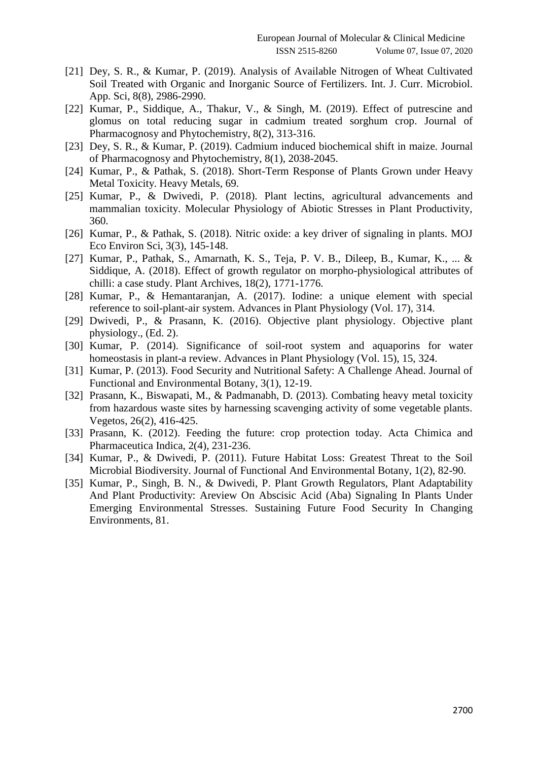[21] Dey, S. R., & Kumar, P. (2019). Analysis of Available Nitrogen of Wheat Cultivated Soil Treated with Organic and Inorganic Source of Fertilizers. Int. J. Curr. Microbiol. App. Sci, 8(8), 2986-2990.

[22] Kumar, P., Siddique, A., Thakur, V., & Singh, M. (2019). Effect of putrescine and glomus on total reducing sugar in cadmium treated sorghum crop. Journal of Pharmacognosy and Phytochemistry, 8(2), 313-316.

[23] Dey, S. R., & Kumar, P. (2019). Cadmium induced biochemical shift in maize. Journal of Pharmacognosy and Phytochemistry, 8(1), 2038-2045.

[24] Kumar, P., & Pathak, S. (2018). Short-Term Response of Plants Grown under Heavy Metal Toxicity. Heavy Metals, 69.

[25] Kumar, P., & Dwivedi, P. (2018). Plant lectins, agricultural advancements and mammalian toxicity. Molecular Physiology of Abiotic Stresses in Plant Productivity, 360.

[26] Kumar, P., & Pathak, S. (2018). Nitric oxide: a key driver of signaling in plants. MOJ Eco Environ Sci, 3(3), 145-148.

[27] Kumar, P., Pathak, S., Amarnath, K. S., Teja, P. V. B., Dileep, B., Kumar, K., ... & Siddique, A. (2018). Effect of growth regulator on morpho-physiological attributes of chilli: a case study. Plant Archives, 18(2), 1771-1776.

[28] Kumar, P., & Hemantaranjan, A. (2017). Iodine: a unique element with special reference to soil-plant-air system. Advances in Plant Physiology (Vol. 17), 314.

[29] Dwivedi, P., & Prasann, K. (2016). Objective plant physiology. Objective plant physiology., (Ed. 2).

[30] Kumar, P. (2014). Significance of soil-root system and aquaporins for water homeostasis in plant-a review. Advances in Plant Physiology (Vol. 15), 15, 324.

[31] Kumar, P. (2013). Food Security and Nutritional Safety: A Challenge Ahead. Journal of Functional and Environmental Botany, 3(1), 12-19.

[32] Prasann, K., Biswapati, M., & Padmanabh, D. (2013). Combating heavy metal toxicity from hazardous waste sites by harnessing scavenging activity of some vegetable plants. Vegetos, 26(2), 416-425.

[33] Prasann, K. (2012). Feeding the future: crop protection today. Acta Chimica and Pharmaceutica Indica, 2(4), 231-236.

[34] Kumar, P., & Dwivedi, P. (2011). Future Habitat Loss: Greatest Threat to the Soil Microbial Biodiversity. Journal of Functional And Environmental Botany, 1(2), 82-90.

[35] Kumar, P., Singh, B. N., & Dwivedi, P. Plant Growth Regulators, Plant Adaptability And Plant Productivity: Areview On Abscisic Acid (Aba) Signaling In Plants Under Emerging Environmental Stresses. Sustaining Future Food Security In Changing Environments, 81.